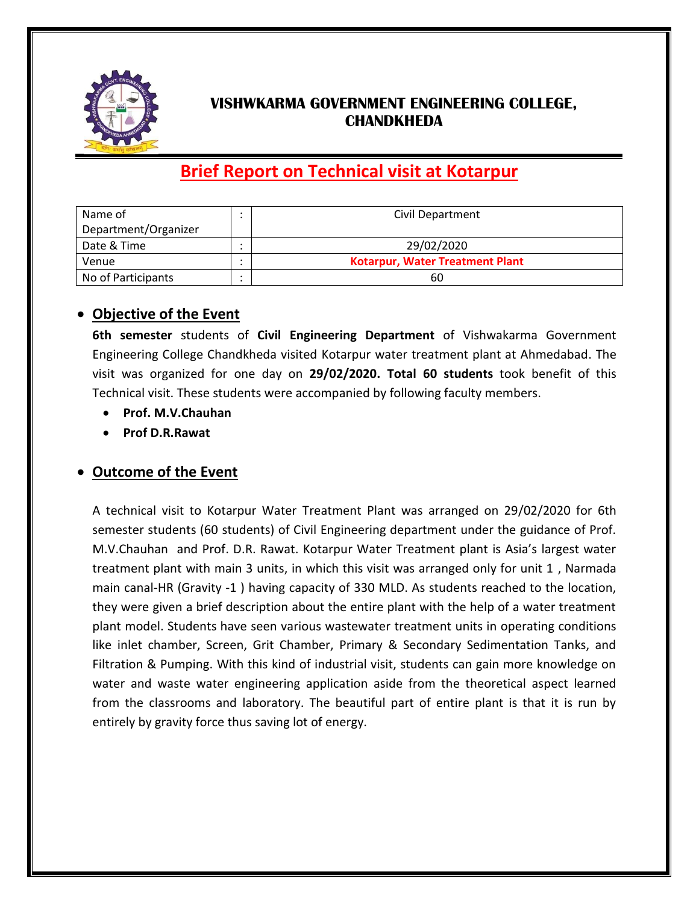# VISHWKARMA GOVERNMENT ENGINEERING COLLEGE, CHANDKHEDA

## Brief Report on Technical visit at Kotarpur

| Name of Department/Organizer | : | Civil Department |
|---|---|---|
| Date & Time | : | 29/02/2020 |
| Venue | : | **Kotarpur, Water Treatment Plant** |
| No of Participants | : | 60 |

- ### Objective of the Event

**6th semester** students of **Civil Engineering Department** of Vishwakarma Government Engineering College Chandkheda visited Kotarpur water treatment plant at Ahmedabad. The visit was organized for one day on **29/02/2020. Total 60 students** took benefit of this Technical visit. These students were accompanied by following faculty members.

- **Prof. M.V.Chauhan**
- **Prof D.R.Rawat**

- ### Outcome of the Event

A technical visit to Kotarpur Water Treatment Plant was arranged on 29/02/2020 for 6th semester students (60 students) of Civil Engineering department under the guidance of Prof. M.V.Chauhan and Prof. D.R. Rawat. Kotarpur Water Treatment plant is Asia's largest water treatment plant with main 3 units, in which this visit was arranged only for unit 1 , Narmada main canal-HR (Gravity -1 ) having capacity of 330 MLD. As students reached to the location, they were given a brief description about the entire plant with the help of a water treatment plant model. Students have seen various wastewater treatment units in operating conditions like inlet chamber, Screen, Grit Chamber, Primary & Secondary Sedimentation Tanks, and Filtration & Pumping. With this kind of industrial visit, students can gain more knowledge on water and waste water engineering application aside from the theoretical aspect learned from the classrooms and laboratory. The beautiful part of entire plant is that it is run by entirely by gravity force thus saving lot of energy.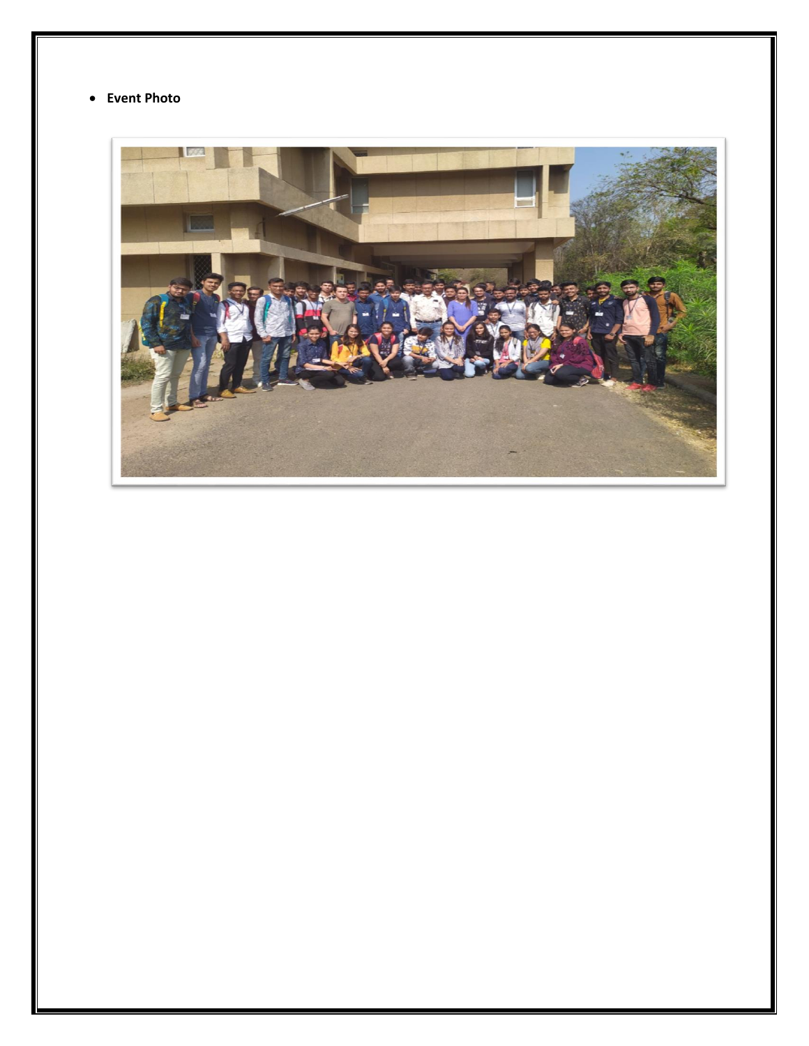- **Event Photo**